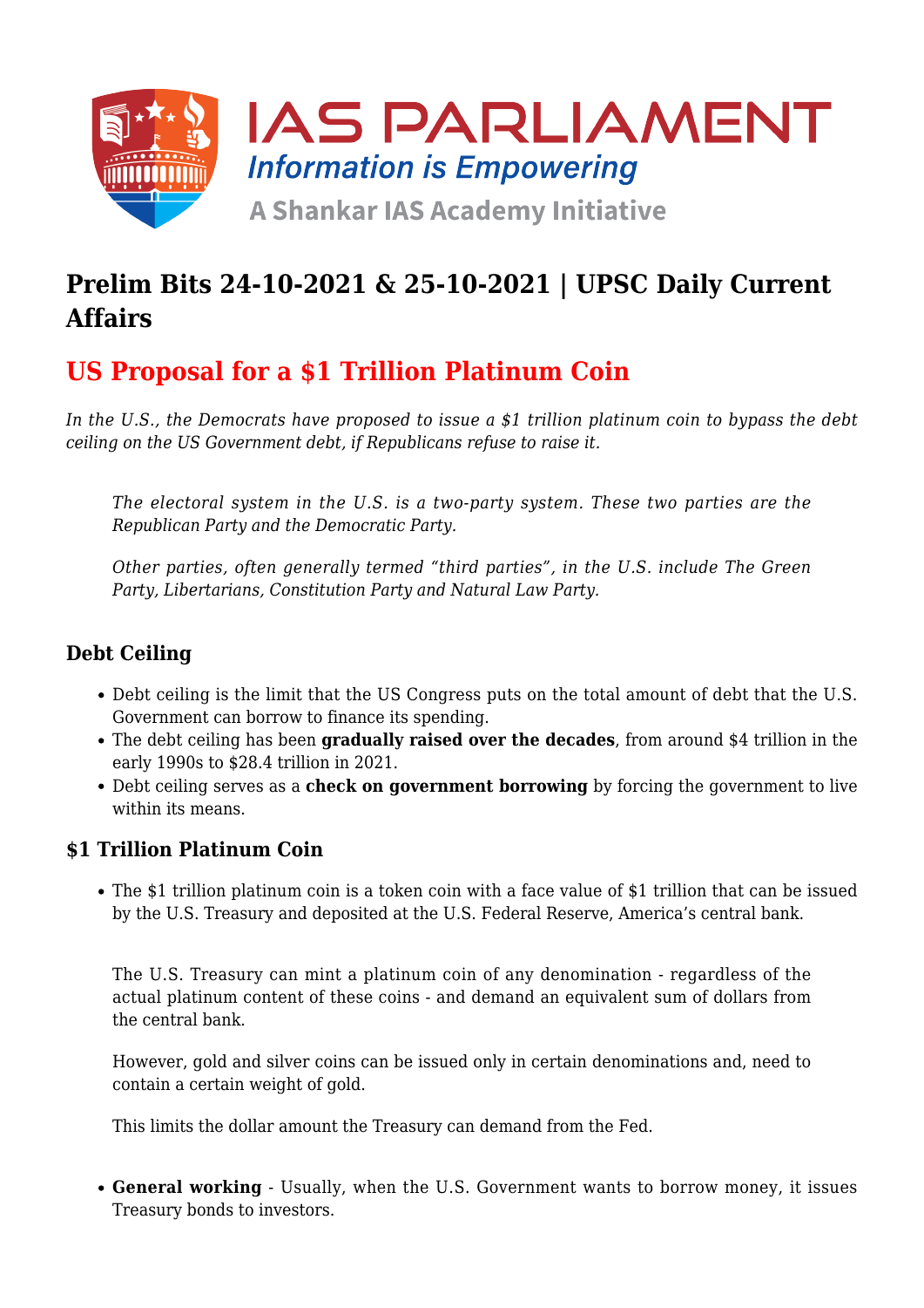# Prelim Bits 24-10-2021 & 25-10-2021 | UPSC Daily Current Affairs

## US Proposal for a $1 Trillion Platinum Coin

*In the U.S., the Democrats have proposed to issue a $1 trillion platinum coin to bypass the debt ceiling on the US Government debt, if Republicans refuse to raise it.*

> *The electoral system in the U.S. is a two-party system. These two parties are the Republican Party and the Democratic Party.*
>
> *Other parties, often generally termed "third parties", in the U.S. include The Green Party, Libertarians, Constitution Party and Natural Law Party.*

### Debt Ceiling

- Debt ceiling is the limit that the US Congress puts on the total amount of debt that the U.S. Government can borrow to finance its spending.
- The debt ceiling has been **gradually raised over the decades**, from around $4 trillion in the early 1990s to $28.4 trillion in 2021.
- Debt ceiling serves as a **check on government borrowing** by forcing the government to live within its means.

### $1 Trillion Platinum Coin

- The $1 trillion platinum coin is a token coin with a face value of $1 trillion that can be issued by the U.S. Treasury and deposited at the U.S. Federal Reserve, America's central bank.

> The U.S. Treasury can mint a platinum coin of any denomination - regardless of the actual platinum content of these coins - and demand an equivalent sum of dollars from the central bank.
>
> However, gold and silver coins can be issued only in certain denominations and, need to contain a certain weight of gold.
>
> This limits the dollar amount the Treasury can demand from the Fed.

- **General working** - Usually, when the U.S. Government wants to borrow money, it issues Treasury bonds to investors.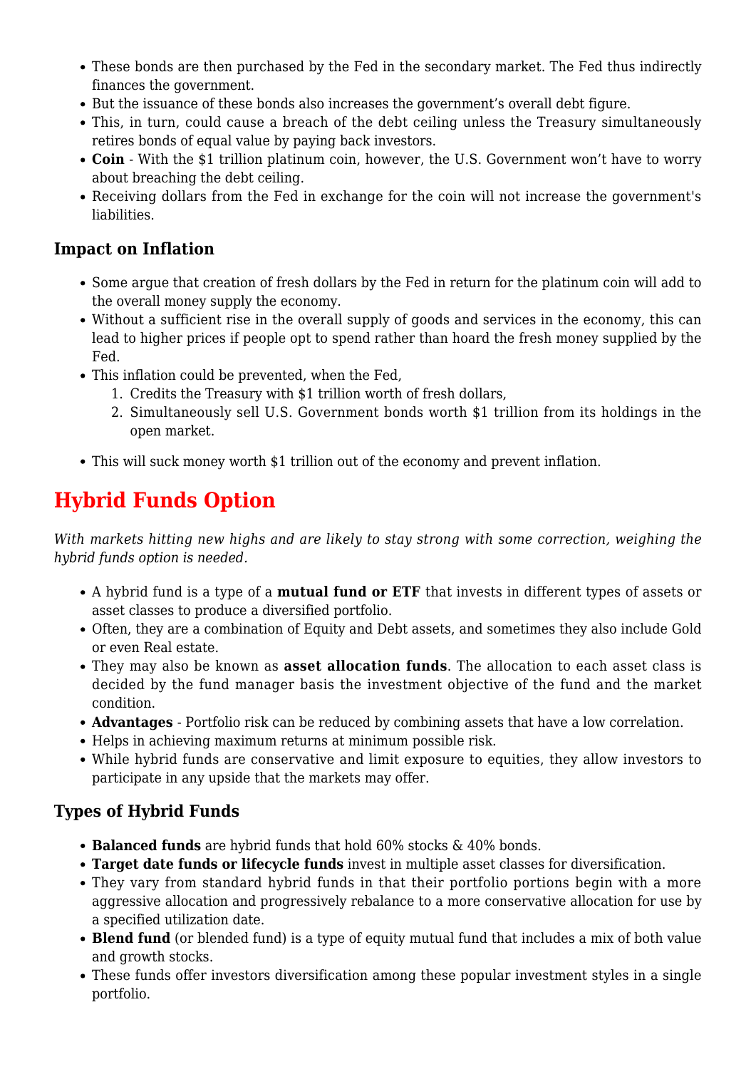- These bonds are then purchased by the Fed in the secondary market. The Fed thus indirectly finances the government.
- But the issuance of these bonds also increases the government's overall debt figure.
- This, in turn, could cause a breach of the debt ceiling unless the Treasury simultaneously retires bonds of equal value by paying back investors.
- **Coin** - With the $1 trillion platinum coin, however, the U.S. Government won't have to worry about breaching the debt ceiling.
- Receiving dollars from the Fed in exchange for the coin will not increase the government's liabilities.

### Impact on Inflation

- Some argue that creation of fresh dollars by the Fed in return for the platinum coin will add to the overall money supply the economy.
- Without a sufficient rise in the overall supply of goods and services in the economy, this can lead to higher prices if people opt to spend rather than hoard the fresh money supplied by the Fed.
- This inflation could be prevented, when the Fed,
    1. Credits the Treasury with $1 trillion worth of fresh dollars,
    2. Simultaneously sell U.S. Government bonds worth $1 trillion from its holdings in the open market.
- This will suck money worth $1 trillion out of the economy and prevent inflation.

## Hybrid Funds Option

*With markets hitting new highs and are likely to stay strong with some correction, weighing the hybrid funds option is needed.*

- A hybrid fund is a type of a **mutual fund or ETF** that invests in different types of assets or asset classes to produce a diversified portfolio.
- Often, they are a combination of Equity and Debt assets, and sometimes they also include Gold or even Real estate.
- They may also be known as **asset allocation funds**. The allocation to each asset class is decided by the fund manager basis the investment objective of the fund and the market condition.
- **Advantages** - Portfolio risk can be reduced by combining assets that have a low correlation.
- Helps in achieving maximum returns at minimum possible risk.
- While hybrid funds are conservative and limit exposure to equities, they allow investors to participate in any upside that the markets may offer.

### Types of Hybrid Funds

- **Balanced funds** are hybrid funds that hold 60% stocks & 40% bonds.
- **Target date funds or lifecycle funds** invest in multiple asset classes for diversification.
- They vary from standard hybrid funds in that their portfolio portions begin with a more aggressive allocation and progressively rebalance to a more conservative allocation for use by a specified utilization date.
- **Blend fund** (or blended fund) is a type of equity mutual fund that includes a mix of both value and growth stocks.
- These funds offer investors diversification among these popular investment styles in a single portfolio.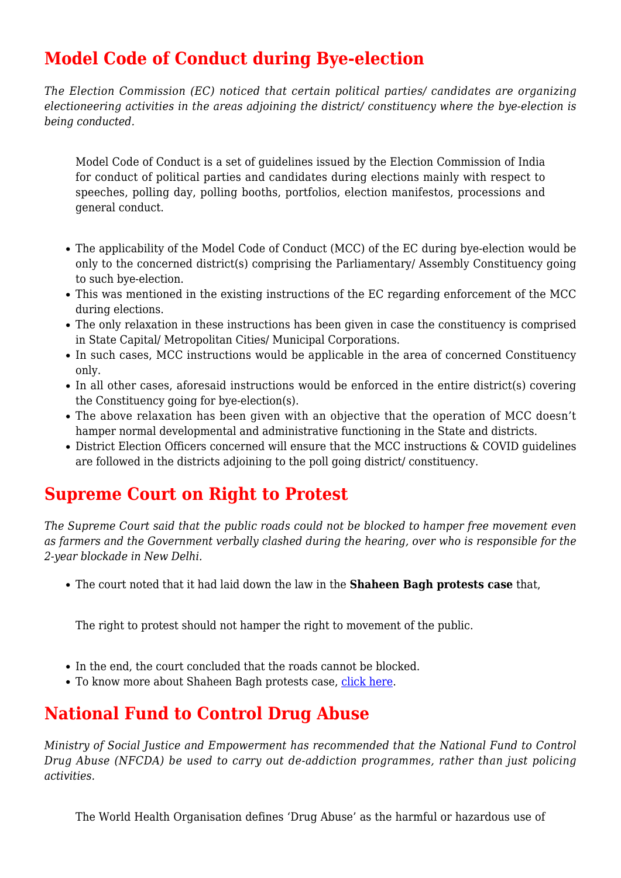## Model Code of Conduct during Bye-election

*The Election Commission (EC) noticed that certain political parties/ candidates are organizing electioneering activities in the areas adjoining the district/ constituency where the bye-election is being conducted.*

> Model Code of Conduct is a set of guidelines issued by the Election Commission of India for conduct of political parties and candidates during elections mainly with respect to speeches, polling day, polling booths, portfolios, election manifestos, processions and general conduct.

- The applicability of the Model Code of Conduct (MCC) of the EC during bye-election would be only to the concerned district(s) comprising the Parliamentary/ Assembly Constituency going to such bye-election.
- This was mentioned in the existing instructions of the EC regarding enforcement of the MCC during elections.
- The only relaxation in these instructions has been given in case the constituency is comprised in State Capital/ Metropolitan Cities/ Municipal Corporations.
- In such cases, MCC instructions would be applicable in the area of concerned Constituency only.
- In all other cases, aforesaid instructions would be enforced in the entire district(s) covering the Constituency going for bye-election(s).
- The above relaxation has been given with an objective that the operation of MCC doesn't hamper normal developmental and administrative functioning in the State and districts.
- District Election Officers concerned will ensure that the MCC instructions & COVID guidelines are followed in the districts adjoining to the poll going district/ constituency.

## Supreme Court on Right to Protest

*The Supreme Court said that the public roads could not be blocked to hamper free movement even as farmers and the Government verbally clashed during the hearing, over who is responsible for the 2-year blockade in New Delhi.*

- The court noted that it had laid down the law in the **Shaheen Bagh protests case** that,

> The right to protest should not hamper the right to movement of the public.

- In the end, the court concluded that the roads cannot be blocked.
- To know more about Shaheen Bagh protests case, click here.

## National Fund to Control Drug Abuse

*Ministry of Social Justice and Empowerment has recommended that the National Fund to Control Drug Abuse (NFCDA) be used to carry out de-addiction programmes, rather than just policing activities.*

> The World Health Organisation defines 'Drug Abuse' as the harmful or hazardous use of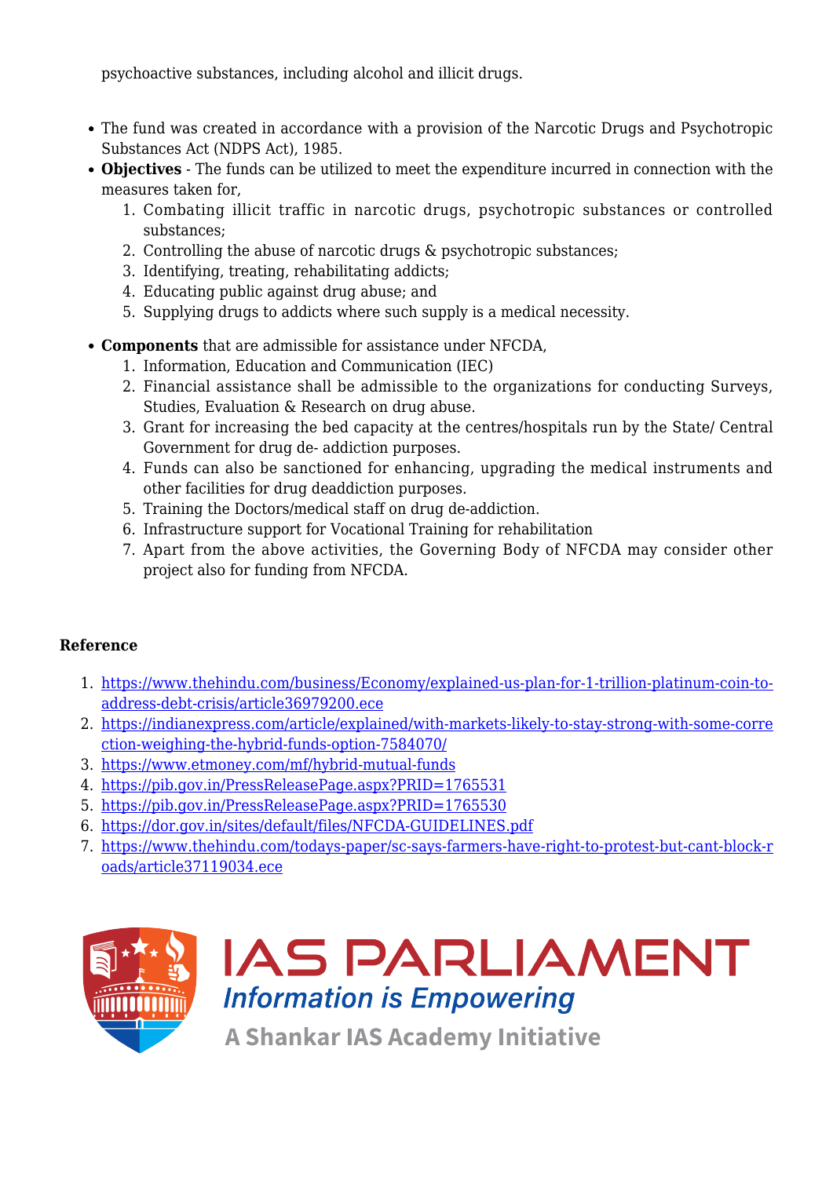psychoactive substances, including alcohol and illicit drugs.

- The fund was created in accordance with a provision of the Narcotic Drugs and Psychotropic Substances Act (NDPS Act), 1985.
- **Objectives** - The funds can be utilized to meet the expenditure incurred in connection with the measures taken for,
  1. Combating illicit traffic in narcotic drugs, psychotropic substances or controlled substances;
  2. Controlling the abuse of narcotic drugs & psychotropic substances;
  3. Identifying, treating, rehabilitating addicts;
  4. Educating public against drug abuse; and
  5. Supplying drugs to addicts where such supply is a medical necessity.
- **Components** that are admissible for assistance under NFCDA,
  1. Information, Education and Communication (IEC)
  2. Financial assistance shall be admissible to the organizations for conducting Surveys, Studies, Evaluation & Research on drug abuse.
  3. Grant for increasing the bed capacity at the centres/hospitals run by the State/ Central Government for drug de- addiction purposes.
  4. Funds can also be sanctioned for enhancing, upgrading the medical instruments and other facilities for drug deaddiction purposes.
  5. Training the Doctors/medical staff on drug de-addiction.
  6. Infrastructure support for Vocational Training for rehabilitation
  7. Apart from the above activities, the Governing Body of NFCDA may consider other project also for funding from NFCDA.

**Reference**

1. https://www.thehindu.com/business/Economy/explained-us-plan-for-1-trillion-platinum-coin-to-address-debt-crisis/article36979200.ece
2. https://indianexpress.com/article/explained/with-markets-likely-to-stay-strong-with-some-correction-weighing-the-hybrid-funds-option-7584070/
3. https://www.etmoney.com/mf/hybrid-mutual-funds
4. https://pib.gov.in/PressReleasePage.aspx?PRID=1765531
5. https://pib.gov.in/PressReleasePage.aspx?PRID=1765530
6. https://dor.gov.in/sites/default/files/NFCDA-GUIDELINES.pdf
7. https://www.thehindu.com/todays-paper/sc-says-farmers-have-right-to-protest-but-cant-block-roads/article37119034.ece

IAS PARLIAMENT
*Information is Empowering*
A Shankar IAS Academy Initiative